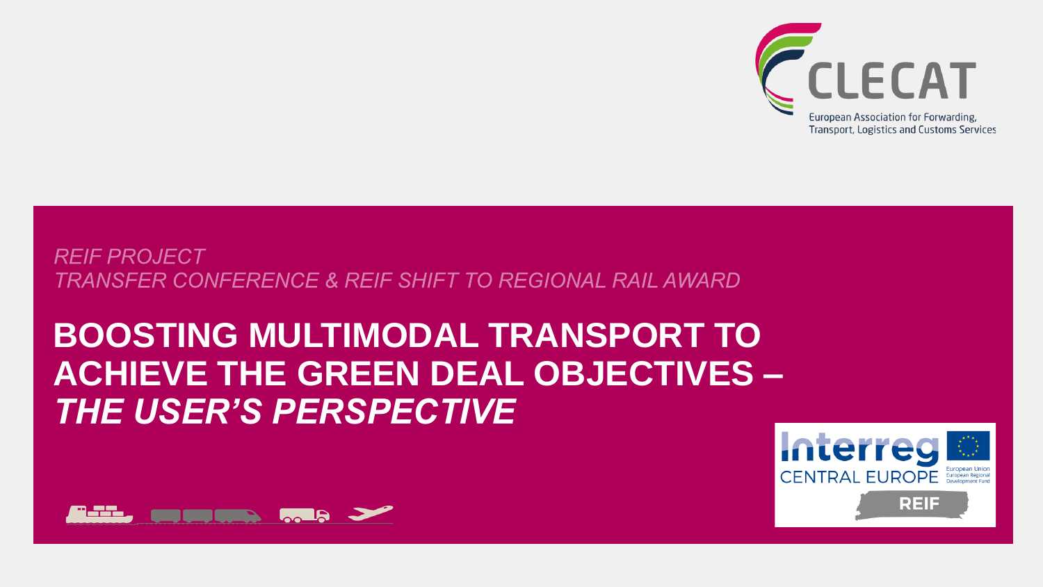CLECAT

European Association for Forwarding, Transport, Logistics and Customs Services

*REIF PROJECT*
*TRANSFER CONFERENCE & REIF SHIFT TO REGIONAL RAIL AWARD*

# BOOSTING MULTIMODAL TRANSPORT TO ACHIEVE THE GREEN DEAL OBJECTIVES – *THE USER'S PERSPECTIVE*

Interreg CENTRAL EUROPE

European Union European Regional Development Fund

REIF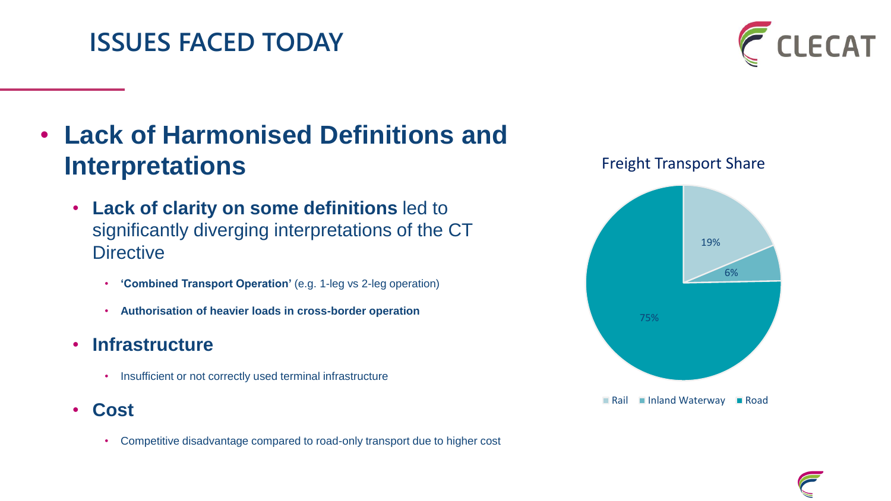# ISSUES FACED TODAY

- **Lack of Harmonised Definitions and Interpretations**
  - **Lack of clarity on some definitions** led to significantly diverging interpretations of the CT Directive
    - **'Combined Transport Operation'** (e.g. 1-leg vs 2-leg operation)
    - **Authorisation of heavier loads in cross-border operation**
  - **Infrastructure**
    - Insufficient or not correctly used terminal infrastructure
  - **Cost**
    - Competitive disadvantage compared to road-only transport due to higher cost

Freight Transport Share

| Mode | Share |
| --- | --- |
| Rail | 19% |
| Inland Waterway | 6% |
| Road | 75% |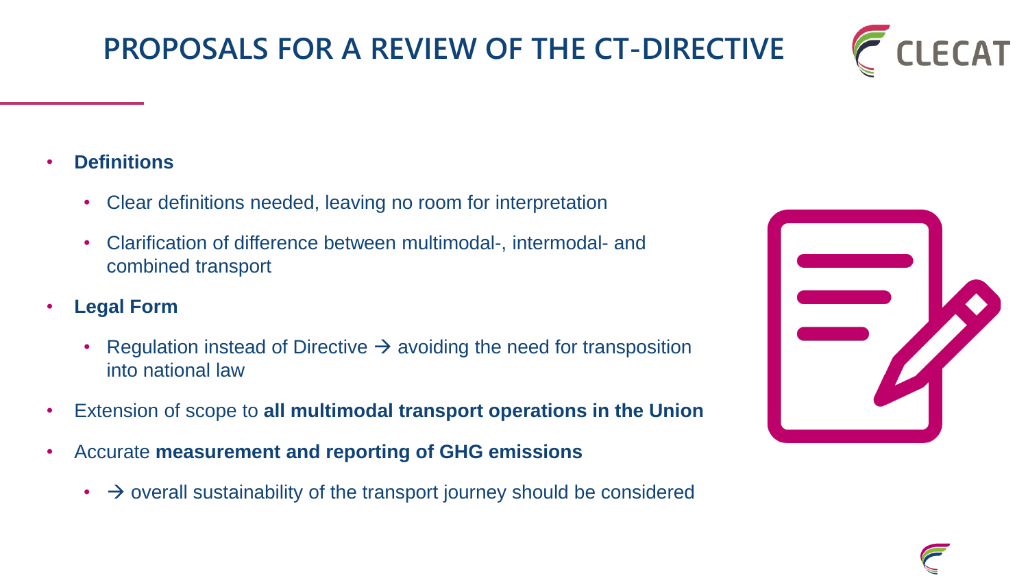# PROPOSALS FOR A REVIEW OF THE CT-DIRECTIVE

- **Definitions**
  - Clear definitions needed, leaving no room for interpretation
  - Clarification of difference between multimodal-, intermodal- and combined transport
- **Legal Form**
  - Regulation instead of Directive → avoiding the need for transposition into national law
- Extension of scope to **all multimodal transport operations in the Union**
- Accurate **measurement and reporting of GHG emissions**
  - → overall sustainability of the transport journey should be considered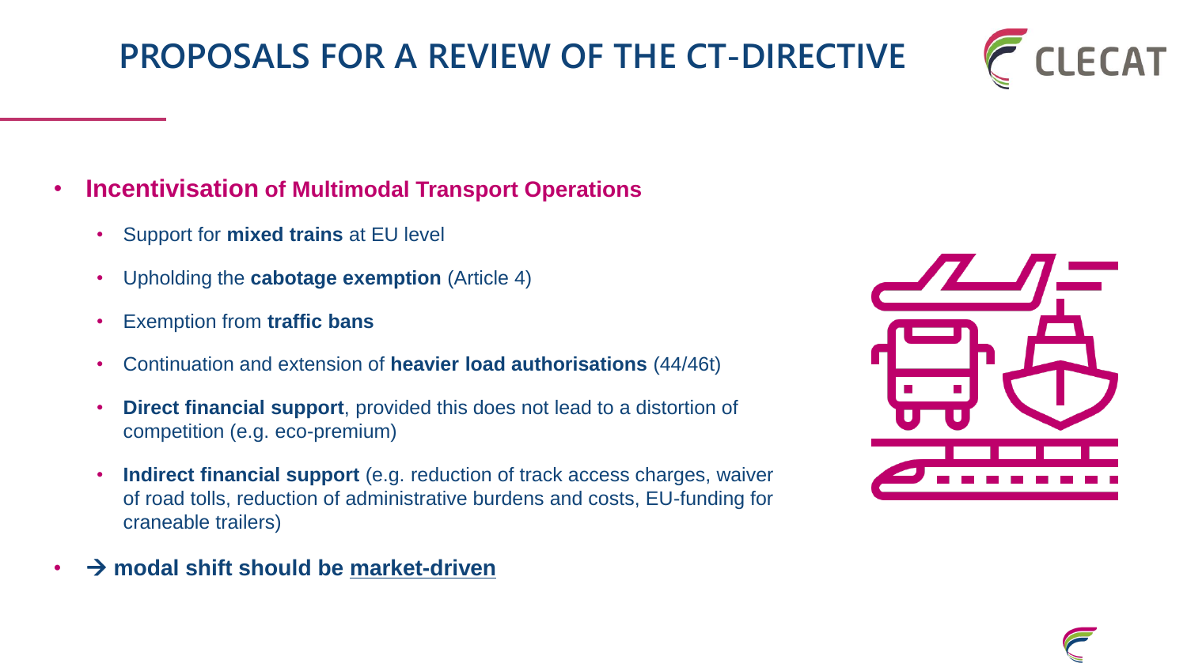# PROPOSALS FOR A REVIEW OF THE CT-DIRECTIVE

- **Incentivisation of Multimodal Transport Operations**
  - Support for **mixed trains** at EU level
  - Upholding the **cabotage exemption** (Article 4)
  - Exemption from **traffic bans**
  - Continuation and extension of **heavier load authorisations** (44/46t)
  - **Direct financial support**, provided this does not lead to a distortion of competition (e.g. eco-premium)
  - **Indirect financial support** (e.g. reduction of track access charges, waiver of road tolls, reduction of administrative burdens and costs, EU-funding for craneable trailers)
- **→ modal shift should be market-driven**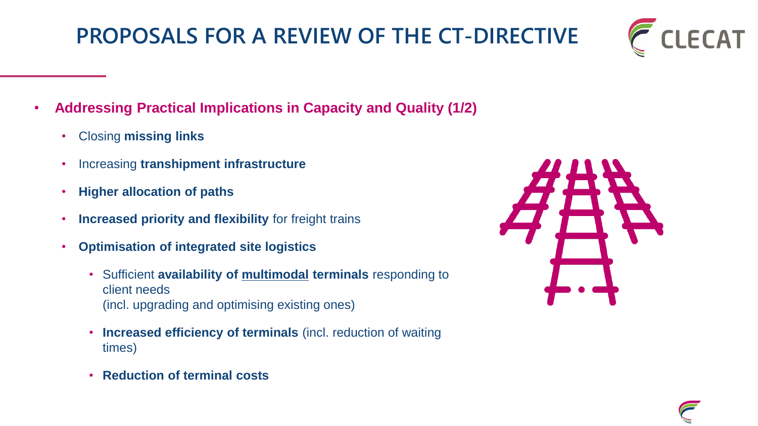# PROPOSALS FOR A REVIEW OF THE CT-DIRECTIVE

- **Addressing Practical Implications in Capacity and Quality (1/2)**
  - Closing **missing links**
  - Increasing **transhipment infrastructure**
  - **Higher allocation of paths**
  - **Increased priority and flexibility** for freight trains
  - **Optimisation of integrated site logistics**
    - Sufficient **availability of <u>multimodal</u> terminals** responding to client needs (incl. upgrading and optimising existing ones)
    - **Increased efficiency of terminals** (incl. reduction of waiting times)
    - **Reduction of terminal costs**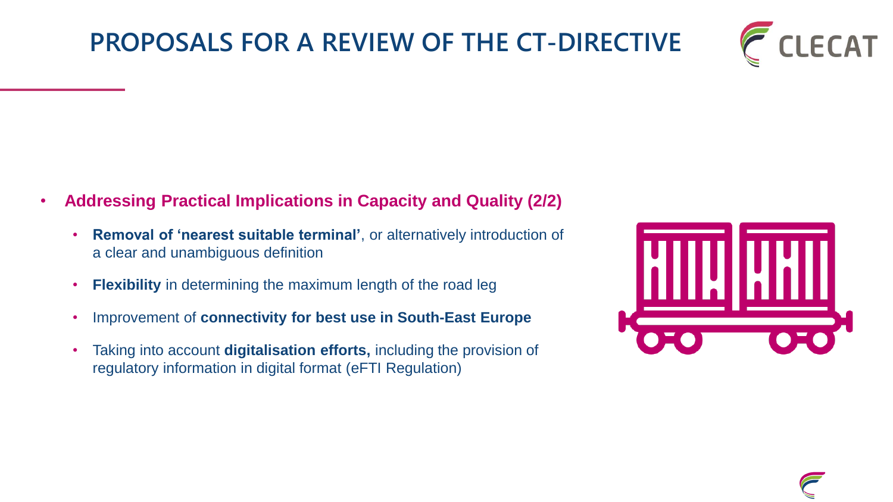# PROPOSALS FOR A REVIEW OF THE CT-DIRECTIVE

- **Addressing Practical Implications in Capacity and Quality (2/2)**
  - **Removal of 'nearest suitable terminal'**, or alternatively introduction of a clear and unambiguous definition
  - **Flexibility** in determining the maximum length of the road leg
  - Improvement of **connectivity for best use in South-East Europe**
  - Taking into account **digitalisation efforts,** including the provision of regulatory information in digital format (eFTI Regulation)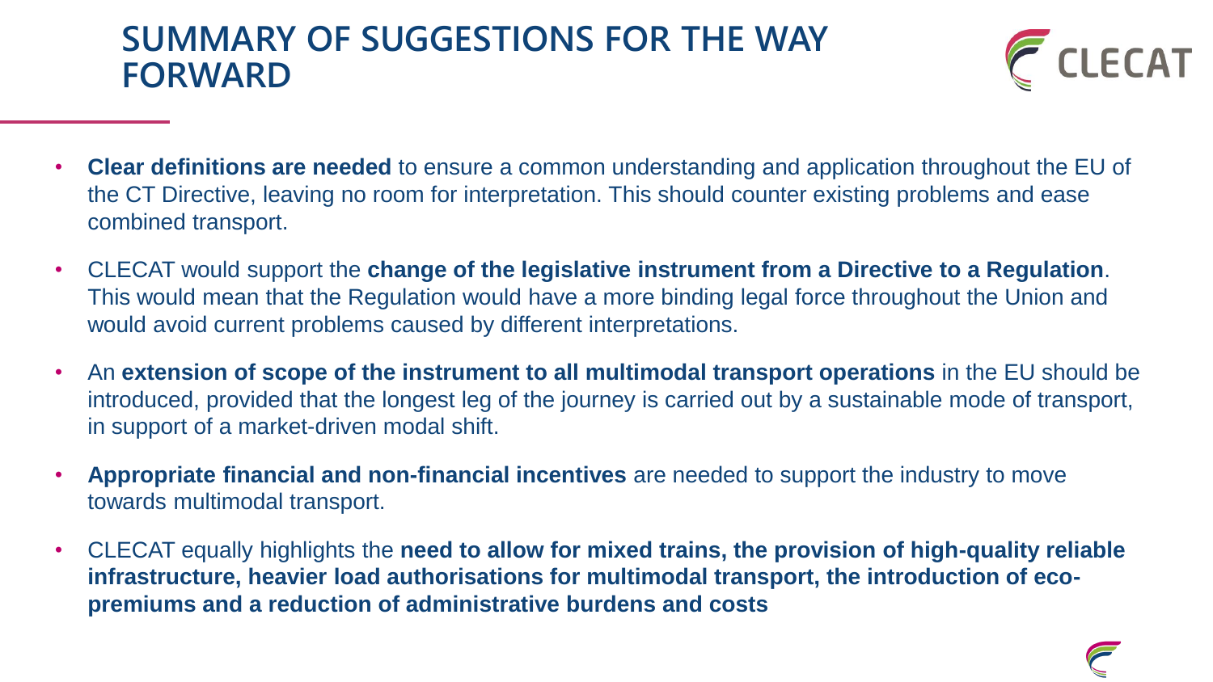# SUMMARY OF SUGGESTIONS FOR THE WAY FORWARD

- **Clear definitions are needed** to ensure a common understanding and application throughout the EU of the CT Directive, leaving no room for interpretation. This should counter existing problems and ease combined transport.
- CLECAT would support the **change of the legislative instrument from a Directive to a Regulation**. This would mean that the Regulation would have a more binding legal force throughout the Union and would avoid current problems caused by different interpretations.
- An **extension of scope of the instrument to all multimodal transport operations** in the EU should be introduced, provided that the longest leg of the journey is carried out by a sustainable mode of transport, in support of a market-driven modal shift.
- **Appropriate financial and non-financial incentives** are needed to support the industry to move towards multimodal transport.
- CLECAT equally highlights the **need to allow for mixed trains, the provision of high-quality reliable infrastructure, heavier load authorisations for multimodal transport, the introduction of eco-premiums and a reduction of administrative burdens and costs**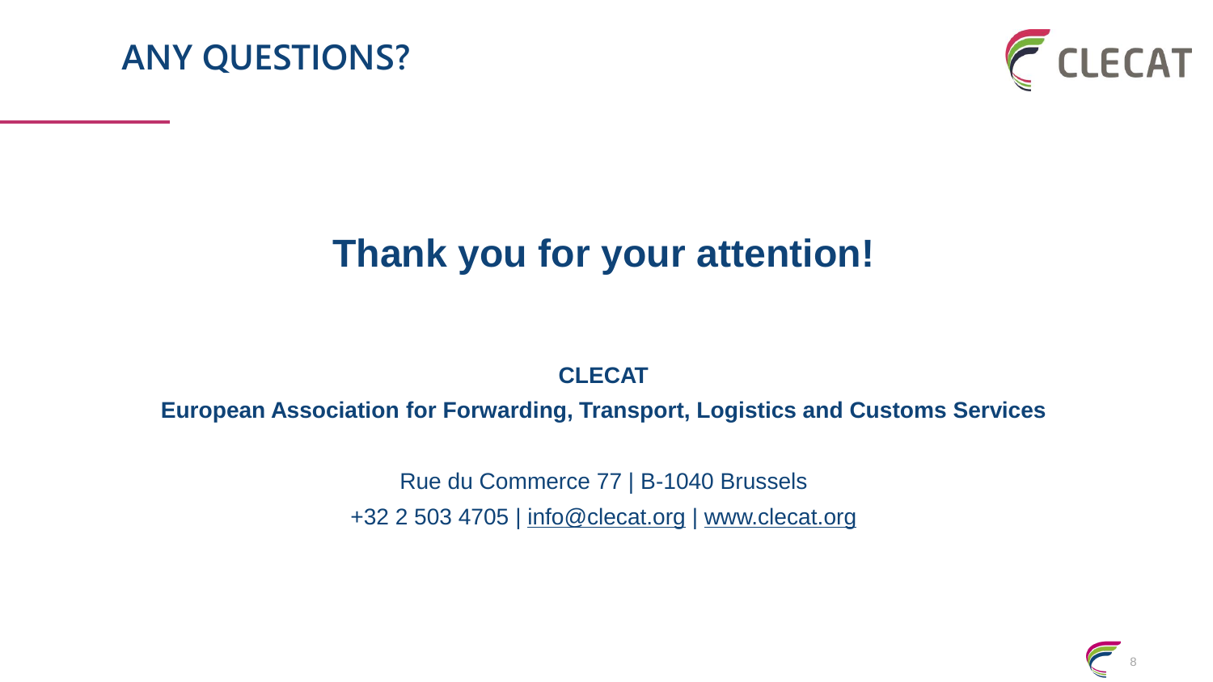# ANY QUESTIONS?

CLECAT

## Thank you for your attention!

**CLECAT**

**European Association for Forwarding, Transport, Logistics and Customs Services**

Rue du Commerce 77 | B-1040 Brussels

+32 2 503 4705 | info@clecat.org | www.clecat.org